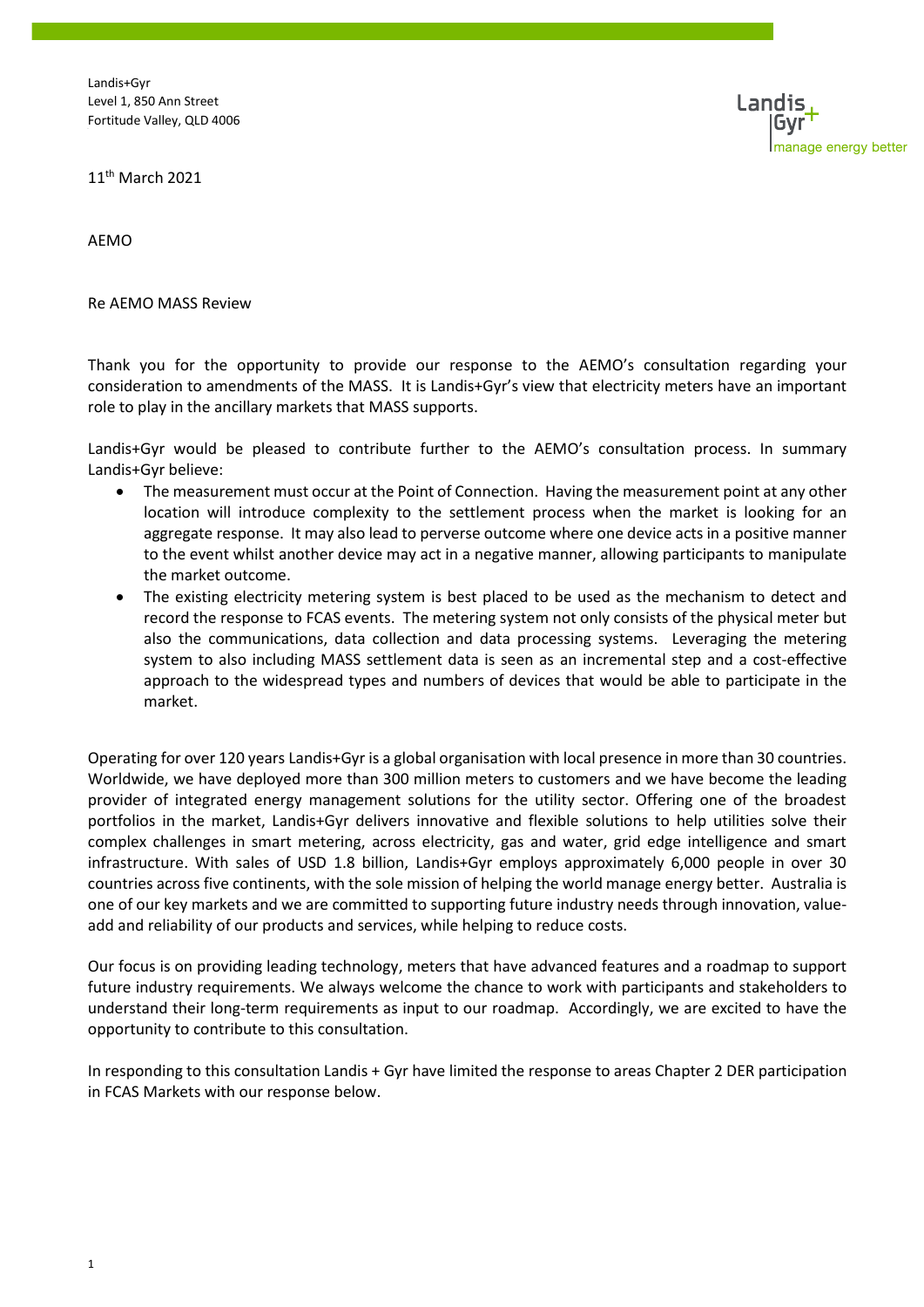Landis+Gyr
Level 1, 850 Ann Street
Fortitude Valley, QLD 4006

11th March 2021

AEMO

Re AEMO MASS Review

Thank you for the opportunity to provide our response to the AEMO's consultation regarding your consideration to amendments of the MASS. It is Landis+Gyr's view that electricity meters have an important role to play in the ancillary markets that MASS supports.

Landis+Gyr would be pleased to contribute further to the AEMO's consultation process. In summary Landis+Gyr believe:

- The measurement must occur at the Point of Connection. Having the measurement point at any other location will introduce complexity to the settlement process when the market is looking for an aggregate response. It may also lead to perverse outcome where one device acts in a positive manner to the event whilst another device may act in a negative manner, allowing participants to manipulate the market outcome.
- The existing electricity metering system is best placed to be used as the mechanism to detect and record the response to FCAS events. The metering system not only consists of the physical meter but also the communications, data collection and data processing systems. Leveraging the metering system to also including MASS settlement data is seen as an incremental step and a cost-effective approach to the widespread types and numbers of devices that would be able to participate in the market.

Operating for over 120 years Landis+Gyr is a global organisation with local presence in more than 30 countries. Worldwide, we have deployed more than 300 million meters to customers and we have become the leading provider of integrated energy management solutions for the utility sector. Offering one of the broadest portfolios in the market, Landis+Gyr delivers innovative and flexible solutions to help utilities solve their complex challenges in smart metering, across electricity, gas and water, grid edge intelligence and smart infrastructure. With sales of USD 1.8 billion, Landis+Gyr employs approximately 6,000 people in over 30 countries across five continents, with the sole mission of helping the world manage energy better. Australia is one of our key markets and we are committed to supporting future industry needs through innovation, value-add and reliability of our products and services, while helping to reduce costs.

Our focus is on providing leading technology, meters that have advanced features and a roadmap to support future industry requirements. We always welcome the chance to work with participants and stakeholders to understand their long-term requirements as input to our roadmap. Accordingly, we are excited to have the opportunity to contribute to this consultation.

In responding to this consultation Landis + Gyr have limited the response to areas Chapter 2 DER participation in FCAS Markets with our response below.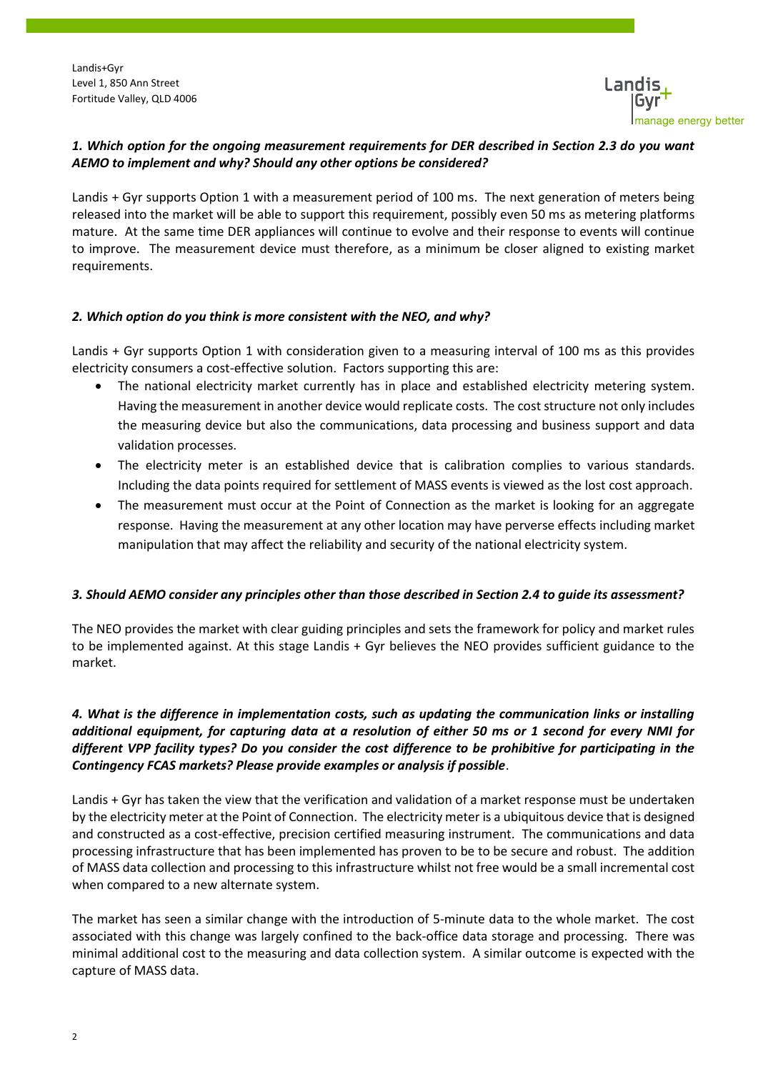Landis+Gyr
Level 1, 850 Ann Street
Fortitude Valley, QLD 4006

***1. Which option for the ongoing measurement requirements for DER described in Section 2.3 do you want AEMO to implement and why? Should any other options be considered?***

Landis + Gyr supports Option 1 with a measurement period of 100 ms. The next generation of meters being released into the market will be able to support this requirement, possibly even 50 ms as metering platforms mature. At the same time DER appliances will continue to evolve and their response to events will continue to improve. The measurement device must therefore, as a minimum be closer aligned to existing market requirements.

***2. Which option do you think is more consistent with the NEO, and why?***

Landis + Gyr supports Option 1 with consideration given to a measuring interval of 100 ms as this provides electricity consumers a cost-effective solution. Factors supporting this are:

- The national electricity market currently has in place and established electricity metering system. Having the measurement in another device would replicate costs. The cost structure not only includes the measuring device but also the communications, data processing and business support and data validation processes.
- The electricity meter is an established device that is calibration complies to various standards. Including the data points required for settlement of MASS events is viewed as the lost cost approach.
- The measurement must occur at the Point of Connection as the market is looking for an aggregate response. Having the measurement at any other location may have perverse effects including market manipulation that may affect the reliability and security of the national electricity system.

***3. Should AEMO consider any principles other than those described in Section 2.4 to guide its assessment?***

The NEO provides the market with clear guiding principles and sets the framework for policy and market rules to be implemented against. At this stage Landis + Gyr believes the NEO provides sufficient guidance to the market.

***4. What is the difference in implementation costs, such as updating the communication links or installing additional equipment, for capturing data at a resolution of either 50 ms or 1 second for every NMI for different VPP facility types? Do you consider the cost difference to be prohibitive for participating in the Contingency FCAS markets? Please provide examples or analysis if possible***.

Landis + Gyr has taken the view that the verification and validation of a market response must be undertaken by the electricity meter at the Point of Connection. The electricity meter is a ubiquitous device that is designed and constructed as a cost-effective, precision certified measuring instrument. The communications and data processing infrastructure that has been implemented has proven to be to be secure and robust. The addition of MASS data collection and processing to this infrastructure whilst not free would be a small incremental cost when compared to a new alternate system.

The market has seen a similar change with the introduction of 5-minute data to the whole market. The cost associated with this change was largely confined to the back-office data storage and processing. There was minimal additional cost to the measuring and data collection system. A similar outcome is expected with the capture of MASS data.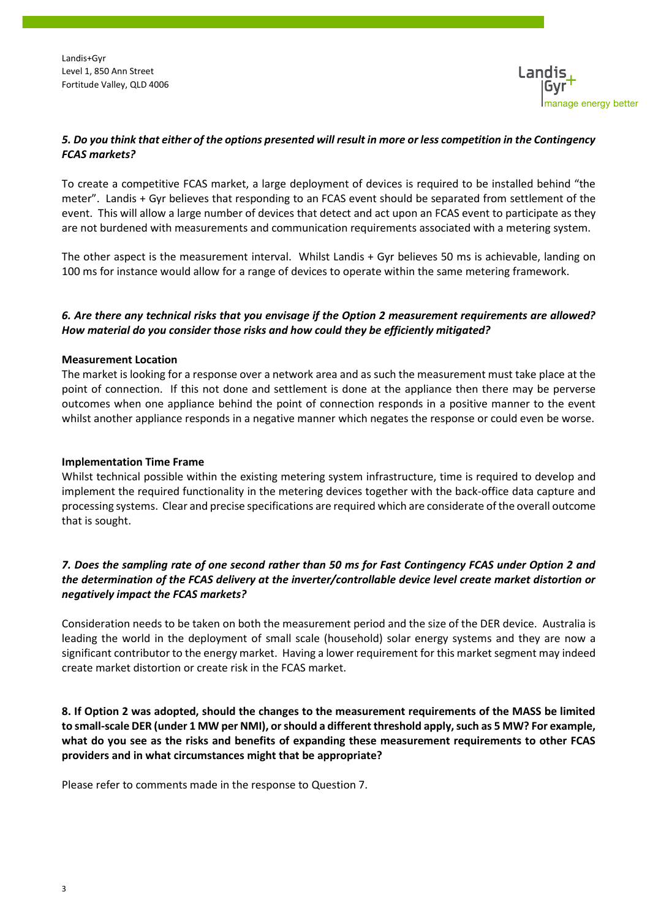Landis+Gyr
Level 1, 850 Ann Street
Fortitude Valley, QLD 4006

***5. Do you think that either of the options presented will result in more or less competition in the Contingency FCAS markets?***

To create a competitive FCAS market, a large deployment of devices is required to be installed behind "the meter". Landis + Gyr believes that responding to an FCAS event should be separated from settlement of the event. This will allow a large number of devices that detect and act upon an FCAS event to participate as they are not burdened with measurements and communication requirements associated with a metering system.

The other aspect is the measurement interval. Whilst Landis + Gyr believes 50 ms is achievable, landing on 100 ms for instance would allow for a range of devices to operate within the same metering framework.

***6. Are there any technical risks that you envisage if the Option 2 measurement requirements are allowed? How material do you consider those risks and how could they be efficiently mitigated?***

**Measurement Location**

The market is looking for a response over a network area and as such the measurement must take place at the point of connection. If this not done and settlement is done at the appliance then there may be perverse outcomes when one appliance behind the point of connection responds in a positive manner to the event whilst another appliance responds in a negative manner which negates the response or could even be worse.

**Implementation Time Frame**

Whilst technical possible within the existing metering system infrastructure, time is required to develop and implement the required functionality in the metering devices together with the back-office data capture and processing systems. Clear and precise specifications are required which are considerate of the overall outcome that is sought.

***7. Does the sampling rate of one second rather than 50 ms for Fast Contingency FCAS under Option 2 and the determination of the FCAS delivery at the inverter/controllable device level create market distortion or negatively impact the FCAS markets?***

Consideration needs to be taken on both the measurement period and the size of the DER device. Australia is leading the world in the deployment of small scale (household) solar energy systems and they are now a significant contributor to the energy market. Having a lower requirement for this market segment may indeed create market distortion or create risk in the FCAS market.

**8. If Option 2 was adopted, should the changes to the measurement requirements of the MASS be limited to small-scale DER (under 1 MW per NMI), or should a different threshold apply, such as 5 MW? For example, what do you see as the risks and benefits of expanding these measurement requirements to other FCAS providers and in what circumstances might that be appropriate?**

Please refer to comments made in the response to Question 7.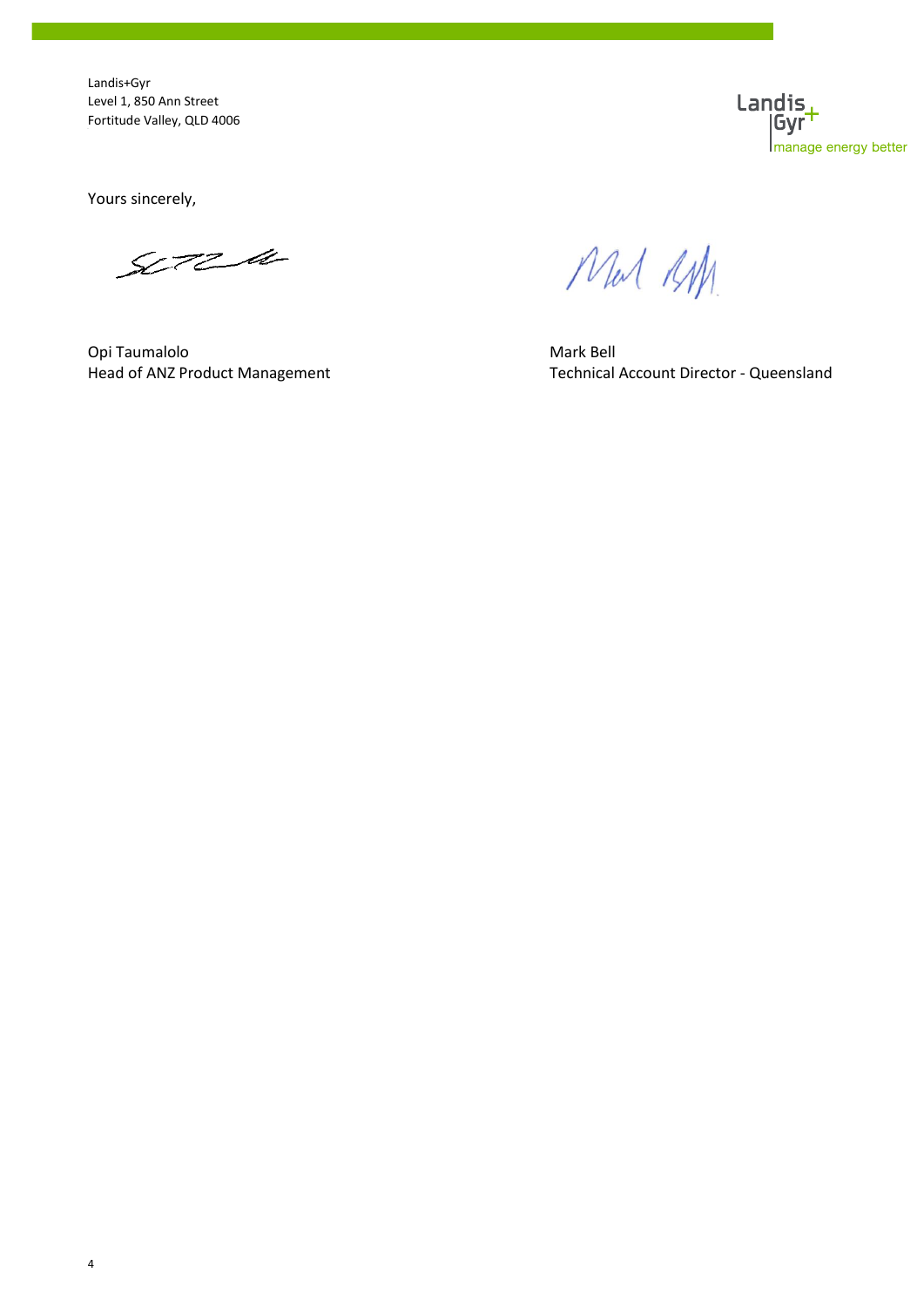Landis+Gyr
Level 1, 850 Ann Street
Fortitude Valley, QLD 4006

Yours sincerely,

Opi Taumalolo
Head of ANZ Product Management

Mark Bell
Technical Account Director - Queensland